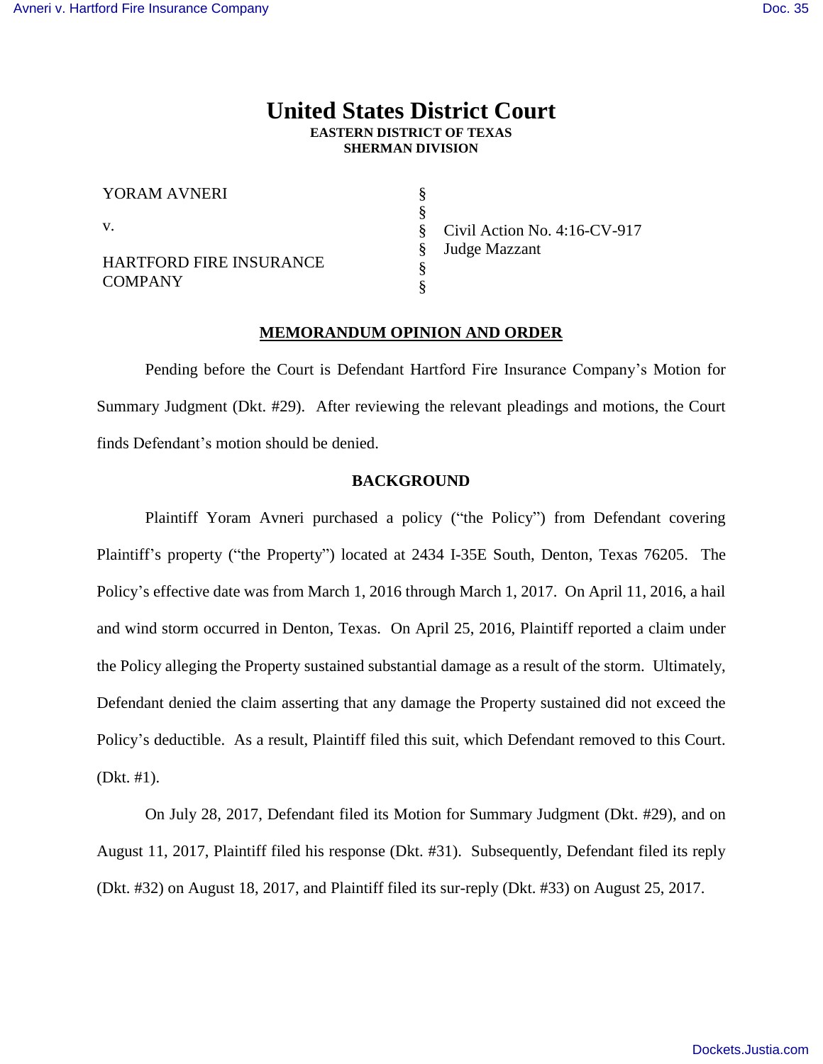# United States District Court
**EASTERN DISTRICT OF TEXAS**
**SHERMAN DIVISION**

| | | |
|---|---|---|
| YORAM AVNERI | § | |
| | § | |
| v. | § | Civil Action No. 4:16-CV-917 |
| | § | Judge Mazzant |
| HARTFORD FIRE INSURANCE COMPANY | § | |
| | § | |

## MEMORANDUM OPINION AND ORDER

Pending before the Court is Defendant Hartford Fire Insurance Company's Motion for Summary Judgment (Dkt. #29). After reviewing the relevant pleadings and motions, the Court finds Defendant's motion should be denied.

## BACKGROUND

Plaintiff Yoram Avneri purchased a policy ("the Policy") from Defendant covering Plaintiff's property ("the Property") located at 2434 I-35E South, Denton, Texas 76205. The Policy's effective date was from March 1, 2016 through March 1, 2017. On April 11, 2016, a hail and wind storm occurred in Denton, Texas. On April 25, 2016, Plaintiff reported a claim under the Policy alleging the Property sustained substantial damage as a result of the storm. Ultimately, Defendant denied the claim asserting that any damage the Property sustained did not exceed the Policy's deductible. As a result, Plaintiff filed this suit, which Defendant removed to this Court. (Dkt. #1).

On July 28, 2017, Defendant filed its Motion for Summary Judgment (Dkt. #29), and on August 11, 2017, Plaintiff filed his response (Dkt. #31). Subsequently, Defendant filed its reply (Dkt. #32) on August 18, 2017, and Plaintiff filed its sur-reply (Dkt. #33) on August 25, 2017.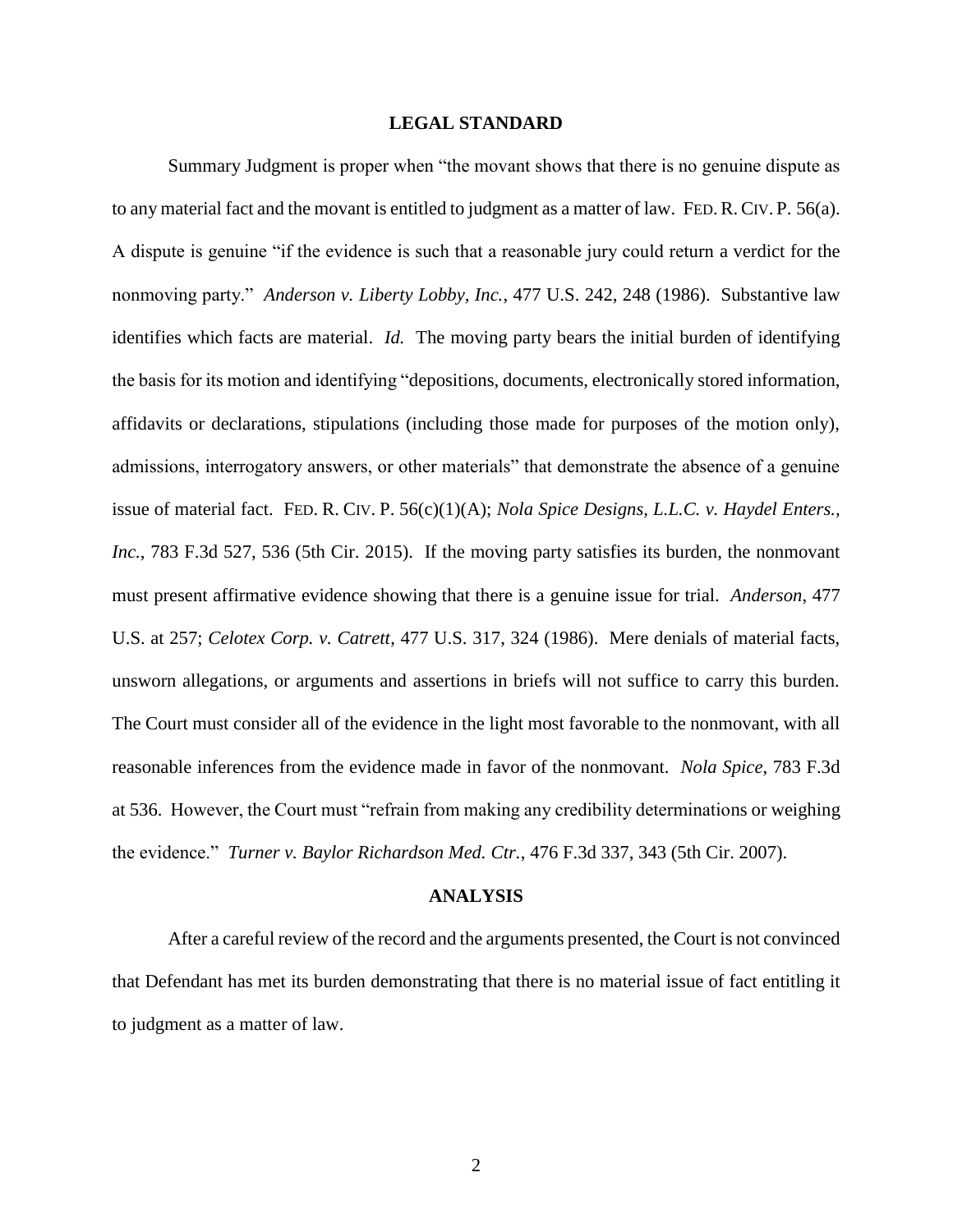## LEGAL STANDARD

Summary Judgment is proper when "the movant shows that there is no genuine dispute as to any material fact and the movant is entitled to judgment as a matter of law. FED. R. CIV. P. 56(a). A dispute is genuine "if the evidence is such that a reasonable jury could return a verdict for the nonmoving party." *Anderson v. Liberty Lobby, Inc.*, 477 U.S. 242, 248 (1986). Substantive law identifies which facts are material. *Id.* The moving party bears the initial burden of identifying the basis for its motion and identifying "depositions, documents, electronically stored information, affidavits or declarations, stipulations (including those made for purposes of the motion only), admissions, interrogatory answers, or other materials" that demonstrate the absence of a genuine issue of material fact. FED. R. CIV. P. 56(c)(1)(A); *Nola Spice Designs, L.L.C. v. Haydel Enters., Inc.*, 783 F.3d 527, 536 (5th Cir. 2015). If the moving party satisfies its burden, the nonmovant must present affirmative evidence showing that there is a genuine issue for trial. *Anderson*, 477 U.S. at 257; *Celotex Corp. v. Catrett*, 477 U.S. 317, 324 (1986). Mere denials of material facts, unsworn allegations, or arguments and assertions in briefs will not suffice to carry this burden. The Court must consider all of the evidence in the light most favorable to the nonmovant, with all reasonable inferences from the evidence made in favor of the nonmovant. *Nola Spice*, 783 F.3d at 536. However, the Court must "refrain from making any credibility determinations or weighing the evidence." *Turner v. Baylor Richardson Med. Ctr.*, 476 F.3d 337, 343 (5th Cir. 2007).

## ANALYSIS

After a careful review of the record and the arguments presented, the Court is not convinced that Defendant has met its burden demonstrating that there is no material issue of fact entitling it to judgment as a matter of law.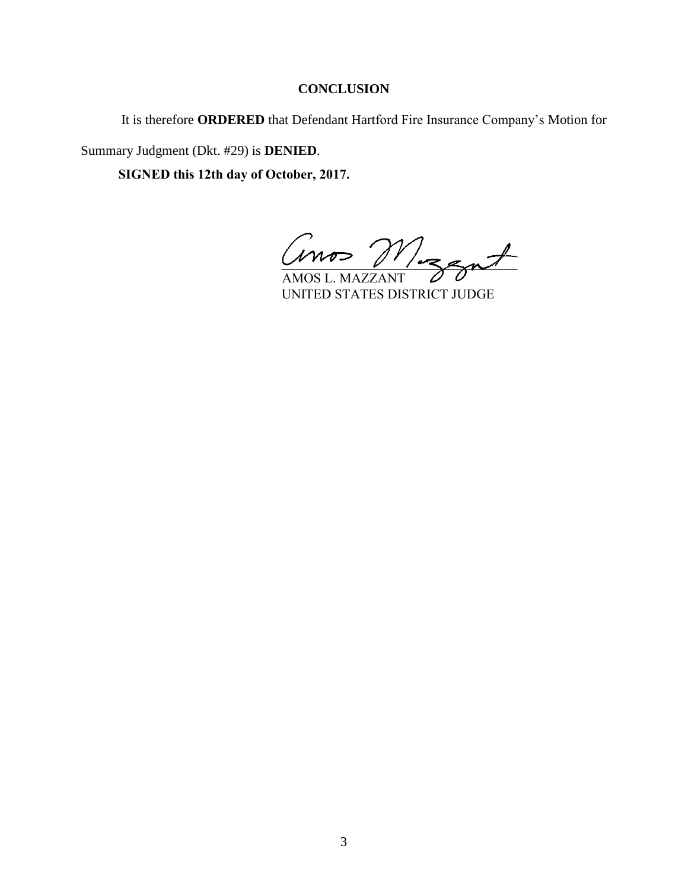## CONCLUSION

It is therefore **ORDERED** that Defendant Hartford Fire Insurance Company's Motion for Summary Judgment (Dkt. #29) is **DENIED**.

**SIGNED this 12th day of October, 2017.**

AMOS L. MAZZANT
UNITED STATES DISTRICT JUDGE